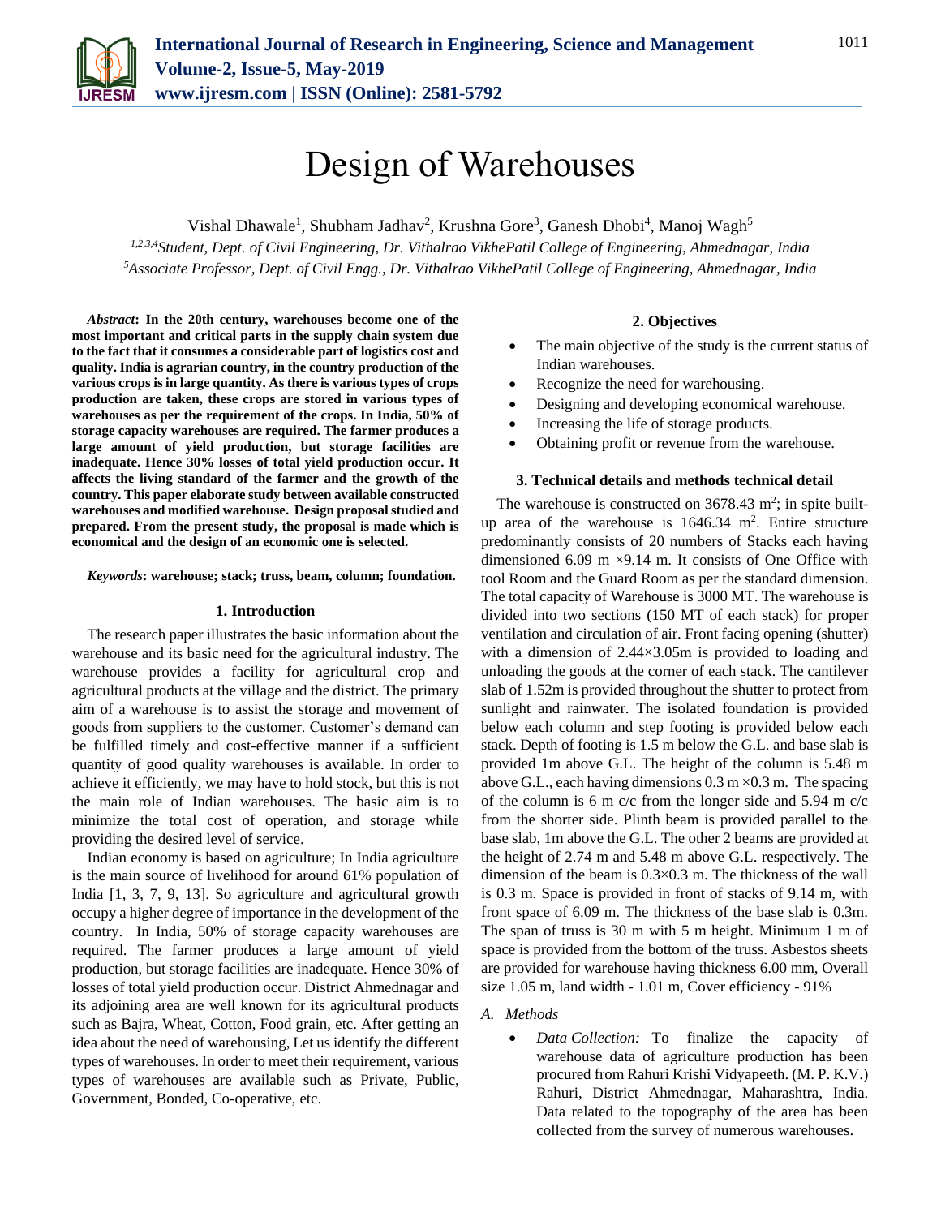# Design of Warehouses

Vishal Dhawale[1], Shubham Jadhav[2], Krushna Gore[3], Ganesh Dhobi[4], Manoj Wagh[5]

[1,2,3,4]*Student, Dept. of Civil Engineering, Dr. Vithalrao VikhePatil College of Engineering, Ahmednagar, India*
[5]*Associate Professor, Dept. of Civil Engg., Dr. Vithalrao VikhePatil College of Engineering, Ahmednagar, India*

***Abstract*: In the 20th century, warehouses become one of the most important and critical parts in the supply chain system due to the fact that it consumes a considerable part of logistics cost and quality. India is agrarian country, in the country production of the various crops is in large quantity. As there is various types of crops production are taken, these crops are stored in various types of warehouses as per the requirement of the crops. In India, 50% of storage capacity warehouses are required. The farmer produces a large amount of yield production, but storage facilities are inadequate. Hence 30% losses of total yield production occur. It affects the living standard of the farmer and the growth of the country. This paper elaborate study between available constructed warehouses and modified warehouse. Design proposal studied and prepared. From the present study, the proposal is made which is economical and the design of an economic one is selected.**

***Keywords*: warehouse; stack; truss, beam, column; foundation.**

## 1. Introduction

The research paper illustrates the basic information about the warehouse and its basic need for the agricultural industry. The warehouse provides a facility for agricultural crop and agricultural products at the village and the district. The primary aim of a warehouse is to assist the storage and movement of goods from suppliers to the customer. Customer's demand can be fulfilled timely and cost-effective manner if a sufficient quantity of good quality warehouses is available. In order to achieve it efficiently, we may have to hold stock, but this is not the main role of Indian warehouses. The basic aim is to minimize the total cost of operation, and storage while providing the desired level of service.

Indian economy is based on agriculture; In India agriculture is the main source of livelihood for around 61% population of India [1, 3, 7, 9, 13]. So agriculture and agricultural growth occupy a higher degree of importance in the development of the country. In India, 50% of storage capacity warehouses are required. The farmer produces a large amount of yield production, but storage facilities are inadequate. Hence 30% of losses of total yield production occur. District Ahmednagar and its adjoining area are well known for its agricultural products such as Bajra, Wheat, Cotton, Food grain, etc. After getting an idea about the need of warehousing, Let us identify the different types of warehouses. In order to meet their requirement, various types of warehouses are available such as Private, Public, Government, Bonded, Co-operative, etc.

## 2. Objectives

- The main objective of the study is the current status of Indian warehouses.
- Recognize the need for warehousing.
- Designing and developing economical warehouse.
- Increasing the life of storage products.
- Obtaining profit or revenue from the warehouse.

## 3. Technical details and methods technical detail

The warehouse is constructed on 3678.43 $m^2$; in spite built-up area of the warehouse is 1646.34 $m^2$. Entire structure predominantly consists of 20 numbers of Stacks each having dimensioned 6.09 m ×9.14 m. It consists of One Office with tool Room and the Guard Room as per the standard dimension. The total capacity of Warehouse is 3000 MT. The warehouse is divided into two sections (150 MT of each stack) for proper ventilation and circulation of air. Front facing opening (shutter) with a dimension of 2.44×3.05m is provided to loading and unloading the goods at the corner of each stack. The cantilever slab of 1.52m is provided throughout the shutter to protect from sunlight and rainwater. The isolated foundation is provided below each column and step footing is provided below each stack. Depth of footing is 1.5 m below the G.L. and base slab is provided 1m above G.L. The height of the column is 5.48 m above G.L., each having dimensions 0.3 m ×0.3 m. The spacing of the column is 6 m c/c from the longer side and 5.94 m c/c from the shorter side. Plinth beam is provided parallel to the base slab, 1m above the G.L. The other 2 beams are provided at the height of 2.74 m and 5.48 m above G.L. respectively. The dimension of the beam is 0.3×0.3 m. The thickness of the wall is 0.3 m. Space is provided in front of stacks of 9.14 m, with front space of 6.09 m. The thickness of the base slab is 0.3m. The span of truss is 30 m with 5 m height. Minimum 1 m of space is provided from the bottom of the truss. Asbestos sheets are provided for warehouse having thickness 6.00 mm, Overall size 1.05 m, land width - 1.01 m, Cover efficiency - 91%

### A. Methods

- *Data Collection:* To finalize the capacity of warehouse data of agriculture production has been procured from Rahuri Krishi Vidyapeeth. (M. P. K.V.) Rahuri, District Ahmednagar, Maharashtra, India. Data related to the topography of the area has been collected from the survey of numerous warehouses.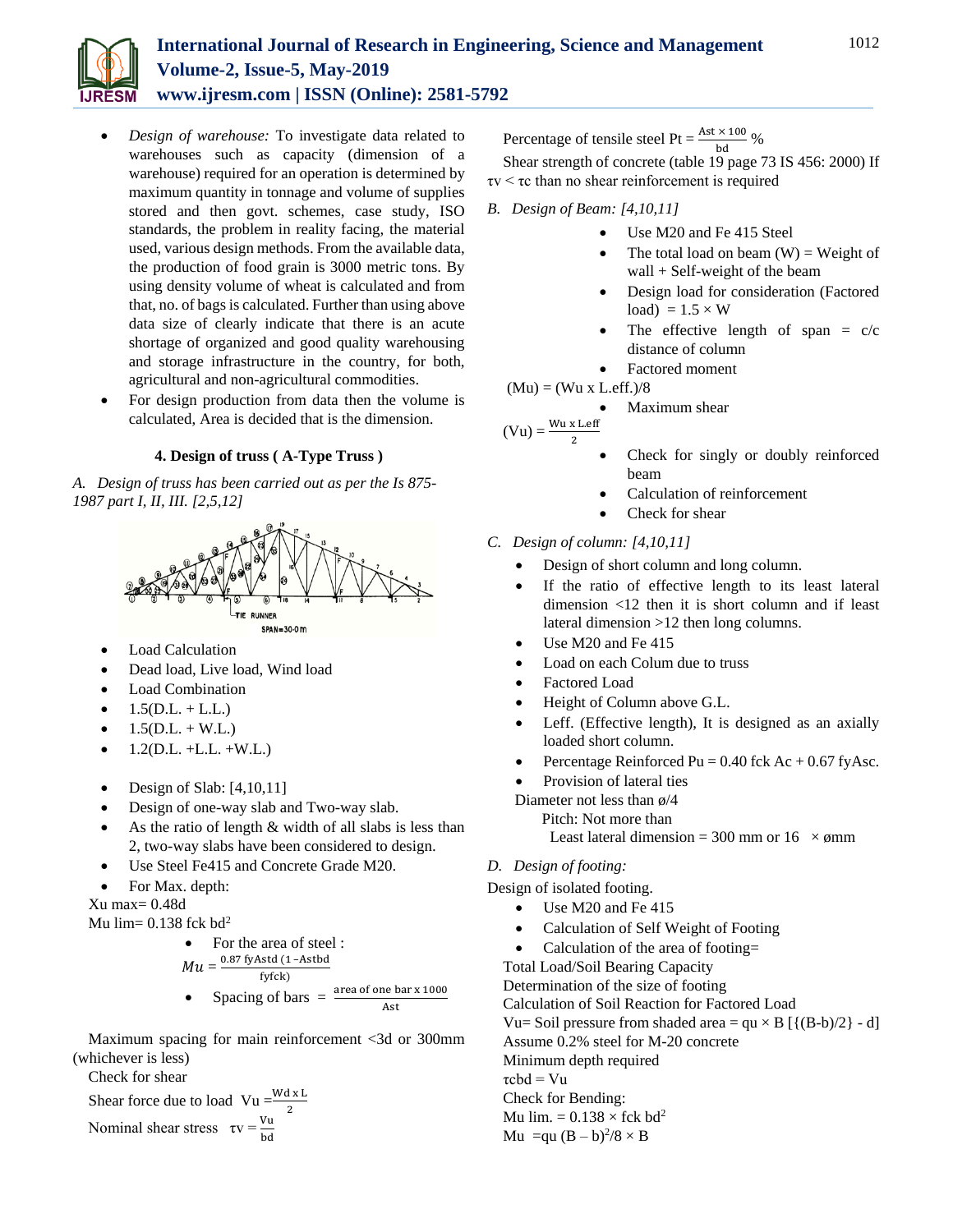- *Design of warehouse:* To investigate data related to warehouses such as capacity (dimension of a warehouse) required for an operation is determined by maximum quantity in tonnage and volume of supplies stored and then govt. schemes, case study, ISO standards, the problem in reality facing, the material used, various design methods. From the available data, the production of food grain is 3000 metric tons. By using density volume of wheat is calculated and from that, no. of bags is calculated. Further than using above data size of clearly indicate that there is an acute shortage of organized and good quality warehousing and storage infrastructure in the country, for both, agricultural and non-agricultural commodities.
- For design production from data then the volume is calculated, Area is decided that is the dimension.

### 4. Design of truss ( A-Type Truss )

*A. Design of truss has been carried out as per the Is 875-1987 part I, II, III. [2,5,12]*

- Load Calculation
- Dead load, Live load, Wind load
- Load Combination
- 1.5(D.L. + L.L.)
- 1.5(D.L. + W.L.)
- 1.2(D.L. +L.L. +W.L.)

- Design of Slab: [4,10,11]
- Design of one-way slab and Two-way slab.
- As the ratio of length & width of all slabs is less than 2, two-way slabs have been considered to design.
- Use Steel Fe415 and Concrete Grade M20.
- For Max. depth:

Xu max= 0.48d

Mu lim= 0.138 fck bd$^2$

- For the area of steel :

$$Mu = \frac{0.87\ fyAstd\ (1 - Astbd}{fyfck)}$$

- Spacing of bars $= \frac{\text{area of one bar x 1000}}{\text{Ast}}$

Maximum spacing for main reinforcement <3d or 300mm (whichever is less)

Check for shear

Shear force due to load $Vu = \frac{Wd \times L}{2}$

Nominal shear stress $\tau v = \frac{Vu}{bd}$

Percentage of tensile steel $Pt = \frac{Ast \times 100}{bd}$ %

Shear strength of concrete (table 19 page 73 IS 456: 2000) If $\tau v < \tau c$ than no shear reinforcement is required

*B. Design of Beam: [4,10,11]*

- Use M20 and Fe 415 Steel
- The total load on beam (W) = Weight of wall + Self-weight of the beam
- Design load for consideration (Factored load) = 1.5 × W
- The effective length of span = c/c distance of column
- Factored moment

(Mu) = (Wu x L.eff.)/8

- Maximum shear

$(Vu) = \frac{Wu \times L.eff}{2}$

- Check for singly or doubly reinforced beam
- Calculation of reinforcement
- Check for shear

*C. Design of column: [4,10,11]*

- Design of short column and long column.
- If the ratio of effective length to its least lateral dimension <12 then it is short column and if least lateral dimension >12 then long columns.
- Use M20 and Fe 415
- Load on each Colum due to truss
- Factored Load
- Height of Column above G.L.
- Leff. (Effective length), It is designed as an axially loaded short column.
- Percentage Reinforced Pu = 0.40 fck Ac + 0.67 fyAsc.
- Provision of lateral ties

Diameter not less than ø/4

Pitch: Not more than

Least lateral dimension = 300 mm or 16 × ømm

*D. Design of footing:*

Design of isolated footing.

- Use M20 and Fe 415
- Calculation of Self Weight of Footing
- Calculation of the area of footing=

Total Load/Soil Bearing Capacity

Determination of the size of footing

Calculation of Soil Reaction for Factored Load

Vu= Soil pressure from shaded area = qu × B [{(B-b)/2} - d]

Assume 0.2% steel for M-20 concrete

Minimum depth required

τcbd = Vu

Check for Bending:

Mu lim. = 0.138 × fck bd$^2$

Mu =qu (B – b)$^2$/8 × B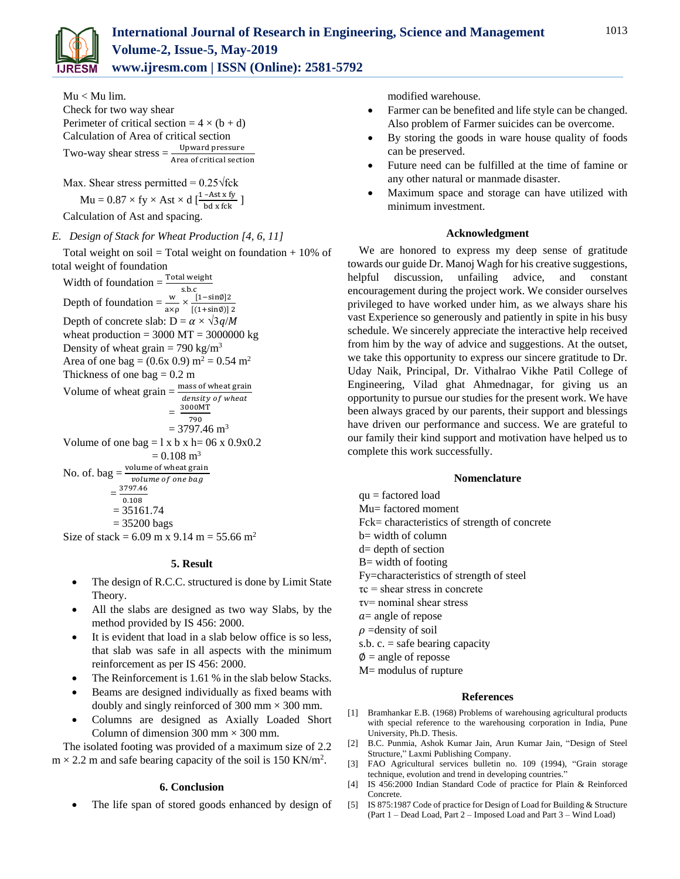$Mu < Mu$ lim.

Check for two way shear

Perimeter of critical section = $4 \times (b + d)$

Calculation of Area of critical section

Two-way shear stress = $\frac{\text{Upward pressure}}{\text{Area of critical section}}$

Max. Shear stress permitted = $0.25\sqrt{fck}$

$$Mu = 0.87 \times fy \times Ast \times d \left[\frac{1 - Ast \times fy}{bd \times fck}\right]$$

Calculation of Ast and spacing.

*E. Design of Stack for Wheat Production [4, 6, 11]*

Total weight on soil = Total weight on foundation + 10% of total weight of foundation

Width of foundation = $\frac{\text{Total weight}}{\text{s.b.c}}$

Depth of foundation = $\frac{w}{a \times \rho} \times \frac{[1-\sin\emptyset]2}{[(1+\sin\emptyset)]\,2}$

Depth of concrete slab: $D = \alpha \times \sqrt{3q/M}$

wheat production = 3000 MT = 3000000 kg

Density of wheat grain = 790 kg/m$^3$

Area of one bag = (0.6x 0.9) m$^2$ = 0.54 m$^2$

Thickness of one bag = 0.2 m

Volume of wheat grain = $\frac{\text{mass of wheat grain}}{\textit{density of wheat}}$

$= \frac{3000MT}{790}$

$= 3797.46$ m$^3$

Volume of one bag = l x b x h= 06 x 0.9x0.2

$= 0.108$ m$^3$

No. of. bag = $\frac{\text{volume of wheat grain}}{\textit{volume of one bag}}$

$= \frac{3797.46}{0.108}$

$= 35161.74$

$= 35200$ bags

Size of stack = 6.09 m x 9.14 m = 55.66 m$^2$

## 5. Result

- The design of R.C.C. structured is done by Limit State Theory.
- All the slabs are designed as two way Slabs, by the method provided by IS 456: 2000.
- It is evident that load in a slab below office is so less, that slab was safe in all aspects with the minimum reinforcement as per IS 456: 2000.
- The Reinforcement is 1.61 % in the slab below Stacks.
- Beams are designed individually as fixed beams with doubly and singly reinforced of 300 mm × 300 mm.
- Columns are designed as Axially Loaded Short Column of dimension 300 mm × 300 mm.

The isolated footing was provided of a maximum size of 2.2 m × 2.2 m and safe bearing capacity of the soil is 150 KN/m$^2$.

## 6. Conclusion

- The life span of stored goods enhanced by design of modified warehouse.
- Farmer can be benefited and life style can be changed. Also problem of Farmer suicides can be overcome.
- By storing the goods in ware house quality of foods can be preserved.
- Future need can be fulfilled at the time of famine or any other natural or manmade disaster.
- Maximum space and storage can have utilized with minimum investment.

## Acknowledgment

We are honored to express my deep sense of gratitude towards our guide Dr. Manoj Wagh for his creative suggestions, helpful discussion, unfailing advice, and constant encouragement during the project work. We consider ourselves privileged to have worked under him, as we always share his vast Experience so generously and patiently in spite in his busy schedule. We sincerely appreciate the interactive help received from him by the way of advice and suggestions. At the outset, we take this opportunity to express our sincere gratitude to Dr. Uday Naik, Principal, Dr. Vithalrao Vikhe Patil College of Engineering, Vilad ghat Ahmednagar, for giving us an opportunity to pursue our studies for the present work. We have been always graced by our parents, their support and blessings have driven our performance and success. We are grateful to our family their kind support and motivation have helped us to complete this work successfully.

## Nomenclature

qu = factored load

Mu= factored moment

Fck= characteristics of strength of concrete

b= width of column

d= depth of section

B= width of footing

Fy=characteristics of strength of steel

$\tau c$ = shear stress in concrete

$\tau v$= nominal shear stress

$a$= angle of repose

$\rho$ =density of soil

s.b. c. = safe bearing capacity

$\emptyset$ = angle of reposse

M= modulus of rupture

## References

[1] Bramhankar E.B. (1968) Problems of warehousing agricultural products with special reference to the warehousing corporation in India, Pune University, Ph.D. Thesis.

[2] B.C. Punmia, Ashok Kumar Jain, Arun Kumar Jain, "Design of Steel Structure," Laxmi Publishing Company.

[3] FAO Agricultural services bulletin no. 109 (1994), "Grain storage technique, evolution and trend in developing countries."

[4] IS 456:2000 Indian Standard Code of practice for Plain & Reinforced Concrete.

[5] IS 875:1987 Code of practice for Design of Load for Building & Structure (Part 1 – Dead Load, Part 2 – Imposed Load and Part 3 – Wind Load)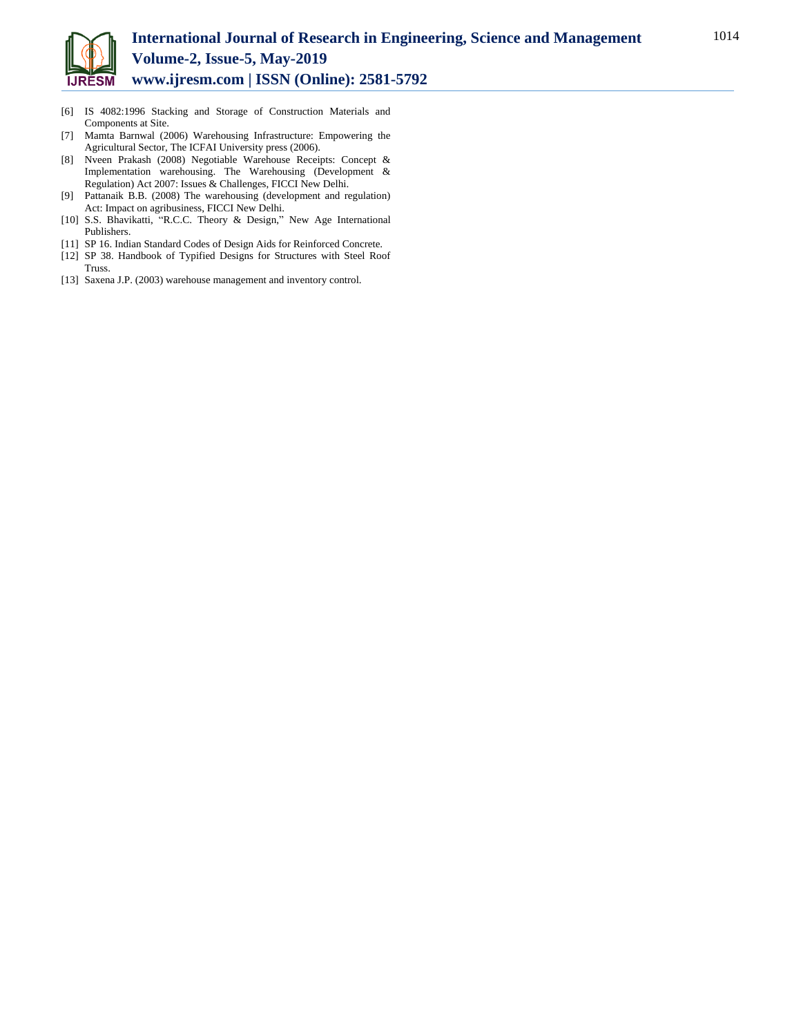[6] IS 4082:1996 Stacking and Storage of Construction Materials and Components at Site.

[7] Mamta Barnwal (2006) Warehousing Infrastructure: Empowering the Agricultural Sector, The ICFAI University press (2006).

[8] Nveen Prakash (2008) Negotiable Warehouse Receipts: Concept & Implementation warehousing. The Warehousing (Development & Regulation) Act 2007: Issues & Challenges, FICCI New Delhi.

[9] Pattanaik B.B. (2008) The warehousing (development and regulation) Act: Impact on agribusiness, FICCI New Delhi.

[10] S.S. Bhavikatti, "R.C.C. Theory & Design," New Age International Publishers.

[11] SP 16. Indian Standard Codes of Design Aids for Reinforced Concrete.

[12] SP 38. Handbook of Typified Designs for Structures with Steel Roof Truss.

[13] Saxena J.P. (2003) warehouse management and inventory control.